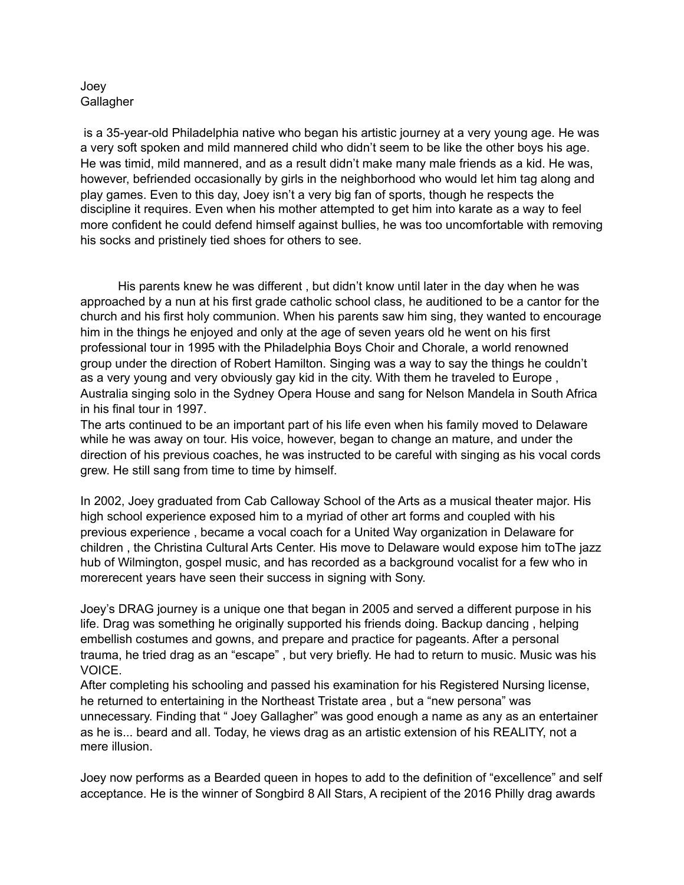Joey
Gallagher

is a 35-year-old Philadelphia native who began his artistic journey at a very young age. He was a very soft spoken and mild mannered child who didn't seem to be like the other boys his age. He was timid, mild mannered, and as a result didn't make many male friends as a kid. He was, however, befriended occasionally by girls in the neighborhood who would let him tag along and play games. Even to this day, Joey isn't a very big fan of sports, though he respects the discipline it requires. Even when his mother attempted to get him into karate as a way to feel more confident he could defend himself against bullies, he was too uncomfortable with removing his socks and pristinely tied shoes for others to see.

His parents knew he was different , but didn't know until later in the day when he was approached by a nun at his first grade catholic school class, he auditioned to be a cantor for the church and his first holy communion. When his parents saw him sing, they wanted to encourage him in the things he enjoyed and only at the age of seven years old he went on his first professional tour in 1995 with the Philadelphia Boys Choir and Chorale, a world renowned group under the direction of Robert Hamilton. Singing was a way to say the things he couldn't as a very young and very obviously gay kid in the city. With them he traveled to Europe , Australia singing solo in the Sydney Opera House and sang for Nelson Mandela in South Africa in his final tour in 1997.
The arts continued to be an important part of his life even when his family moved to Delaware while he was away on tour. His voice, however, began to change an mature, and under the direction of his previous coaches, he was instructed to be careful with singing as his vocal cords grew. He still sang from time to time by himself.

In 2002, Joey graduated from Cab Calloway School of the Arts as a musical theater major. His high school experience exposed him to a myriad of other art forms and coupled with his previous experience , became a vocal coach for a United Way organization in Delaware for children , the Christina Cultural Arts Center. His move to Delaware would expose him toThe jazz hub of Wilmington, gospel music, and has recorded as a background vocalist for a few who in morerecent years have seen their success in signing with Sony.

Joey's DRAG journey is a unique one that began in 2005 and served a different purpose in his life. Drag was something he originally supported his friends doing. Backup dancing , helping embellish costumes and gowns, and prepare and practice for pageants. After a personal trauma, he tried drag as an "escape" , but very briefly. He had to return to music. Music was his VOICE.
After completing his schooling and passed his examination for his Registered Nursing license, he returned to entertaining in the Northeast Tristate area , but a "new persona" was unnecessary. Finding that " Joey Gallagher" was good enough a name as any as an entertainer as he is... beard and all. Today, he views drag as an artistic extension of his REALITY, not a mere illusion.

Joey now performs as a Bearded queen in hopes to add to the definition of "excellence" and self acceptance. He is the winner of Songbird 8 All Stars, A recipient of the 2016 Philly drag awards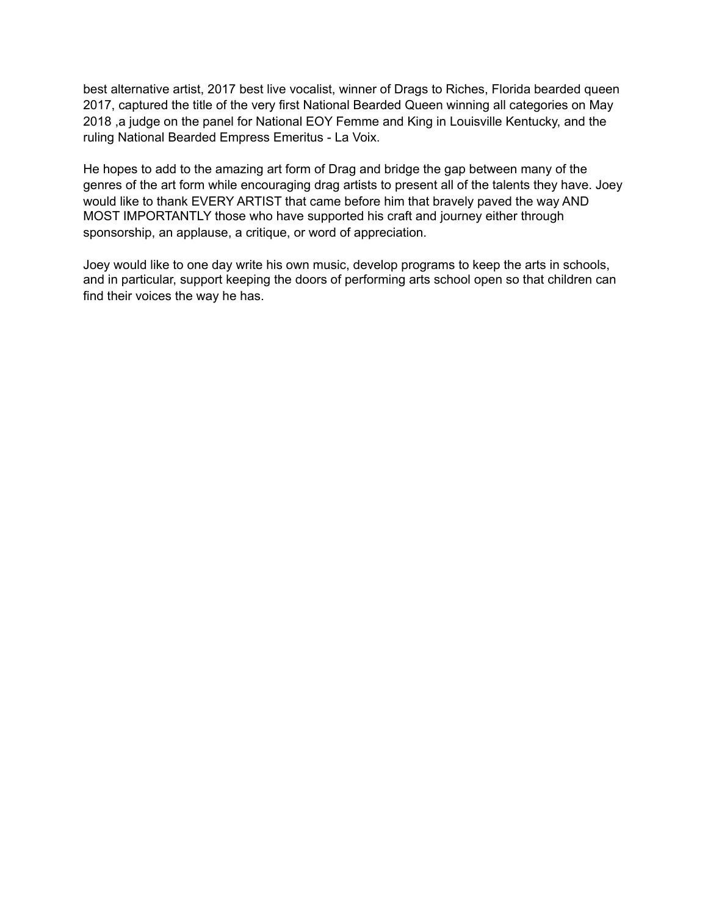best alternative artist, 2017 best live vocalist, winner of Drags to Riches, Florida bearded queen 2017, captured the title of the very first National Bearded Queen winning all categories on May 2018 ,a judge on the panel for National EOY Femme and King in Louisville Kentucky, and the ruling National Bearded Empress Emeritus - La Voix.

He hopes to add to the amazing art form of Drag and bridge the gap between many of the genres of the art form while encouraging drag artists to present all of the talents they have. Joey would like to thank EVERY ARTIST that came before him that bravely paved the way AND MOST IMPORTANTLY those who have supported his craft and journey either through sponsorship, an applause, a critique, or word of appreciation.

Joey would like to one day write his own music, develop programs to keep the arts in schools, and in particular, support keeping the doors of performing arts school open so that children can find their voices the way he has.